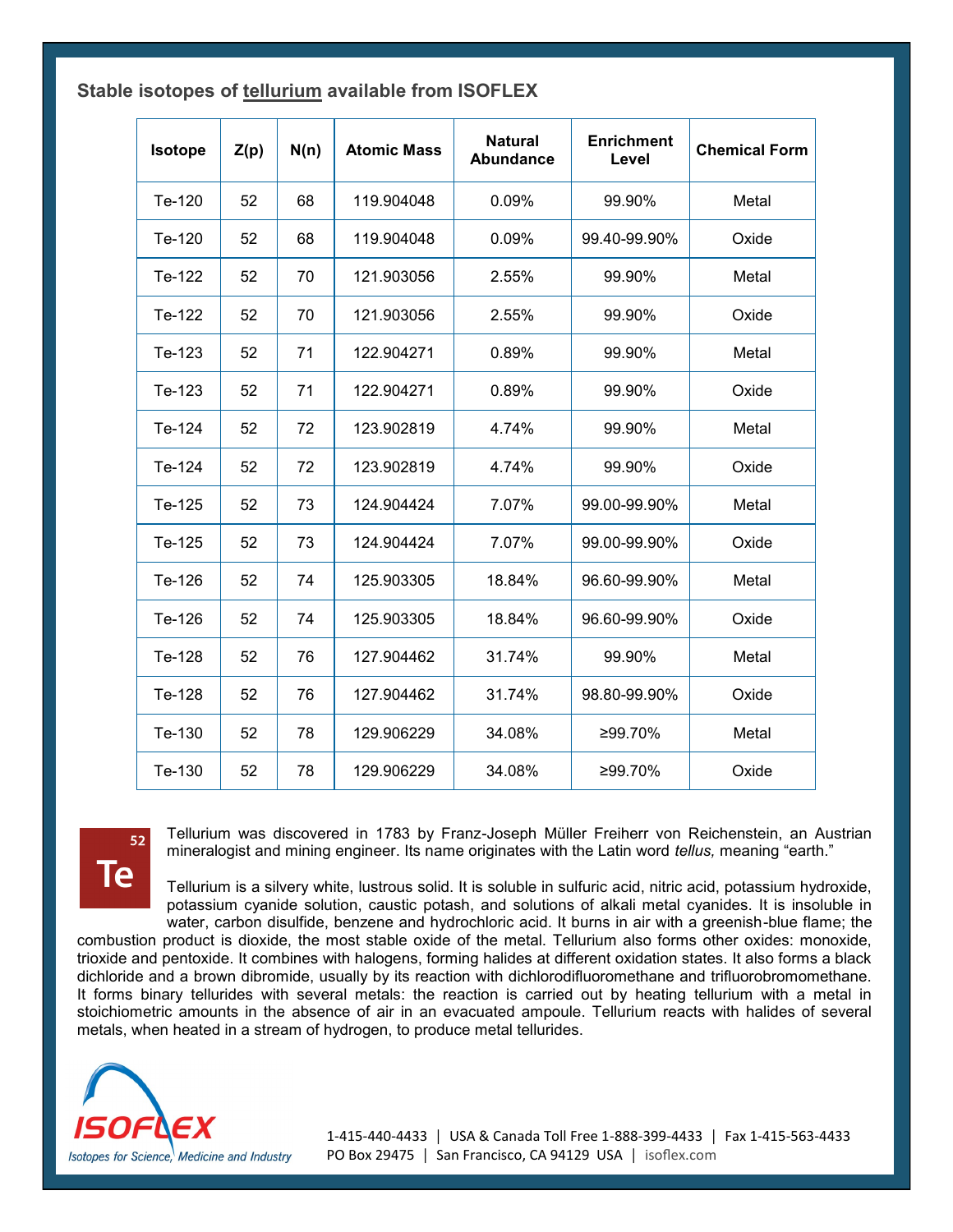## Stable isotopes of tellurium available from ISOFLEX

| Isotope | Z(p) | N(n) | Atomic Mass | Natural Abundance | Enrichment Level | Chemical Form |
|---|---|---|---|---|---|---|
| Te-120 | 52 | 68 | 119.904048 | 0.09% | 99.90% | Metal |
| Te-120 | 52 | 68 | 119.904048 | 0.09% | 99.40-99.90% | Oxide |
| Te-122 | 52 | 70 | 121.903056 | 2.55% | 99.90% | Metal |
| Te-122 | 52 | 70 | 121.903056 | 2.55% | 99.90% | Oxide |
| Te-123 | 52 | 71 | 122.904271 | 0.89% | 99.90% | Metal |
| Te-123 | 52 | 71 | 122.904271 | 0.89% | 99.90% | Oxide |
| Te-124 | 52 | 72 | 123.902819 | 4.74% | 99.90% | Metal |
| Te-124 | 52 | 72 | 123.902819 | 4.74% | 99.90% | Oxide |
| Te-125 | 52 | 73 | 124.904424 | 7.07% | 99.00-99.90% | Metal |
| Te-125 | 52 | 73 | 124.904424 | 7.07% | 99.00-99.90% | Oxide |
| Te-126 | 52 | 74 | 125.903305 | 18.84% | 96.60-99.90% | Metal |
| Te-126 | 52 | 74 | 125.903305 | 18.84% | 96.60-99.90% | Oxide |
| Te-128 | 52 | 76 | 127.904462 | 31.74% | 99.90% | Metal |
| Te-128 | 52 | 76 | 127.904462 | 31.74% | 98.80-99.90% | Oxide |
| Te-130 | 52 | 78 | 129.906229 | 34.08% | ≥99.70% | Metal |
| Te-130 | 52 | 78 | 129.906229 | 34.08% | ≥99.70% | Oxide |

52
**Te**

Tellurium was discovered in 1783 by Franz-Joseph Müller Freiherr von Reichenstein, an Austrian mineralogist and mining engineer. Its name originates with the Latin word *tellus,* meaning "earth."

Tellurium is a silvery white, lustrous solid. It is soluble in sulfuric acid, nitric acid, potassium hydroxide, potassium cyanide solution, caustic potash, and solutions of alkali metal cyanides. It is insoluble in water, carbon disulfide, benzene and hydrochloric acid. It burns in air with a greenish-blue flame; the combustion product is dioxide, the most stable oxide of the metal. Tellurium also forms other oxides: monoxide, trioxide and pentoxide. It combines with halogens, forming halides at different oxidation states. It also forms a black dichloride and a brown dibromide, usually by its reaction with dichlorodifluoromethane and trifluorobromomethane. It forms binary tellurides with several metals: the reaction is carried out by heating tellurium with a metal in stoichiometric amounts in the absence of air in an evacuated ampoule. Tellurium reacts with halides of several metals, when heated in a stream of hydrogen, to produce metal tellurides.

ISOFLEX
Isotopes for Science, Medicine and Industry

1-415-440-4433 | USA & Canada Toll Free 1-888-399-4433 | Fax 1-415-563-4433
PO Box 29475 | San Francisco, CA 94129 USA | isoflex.com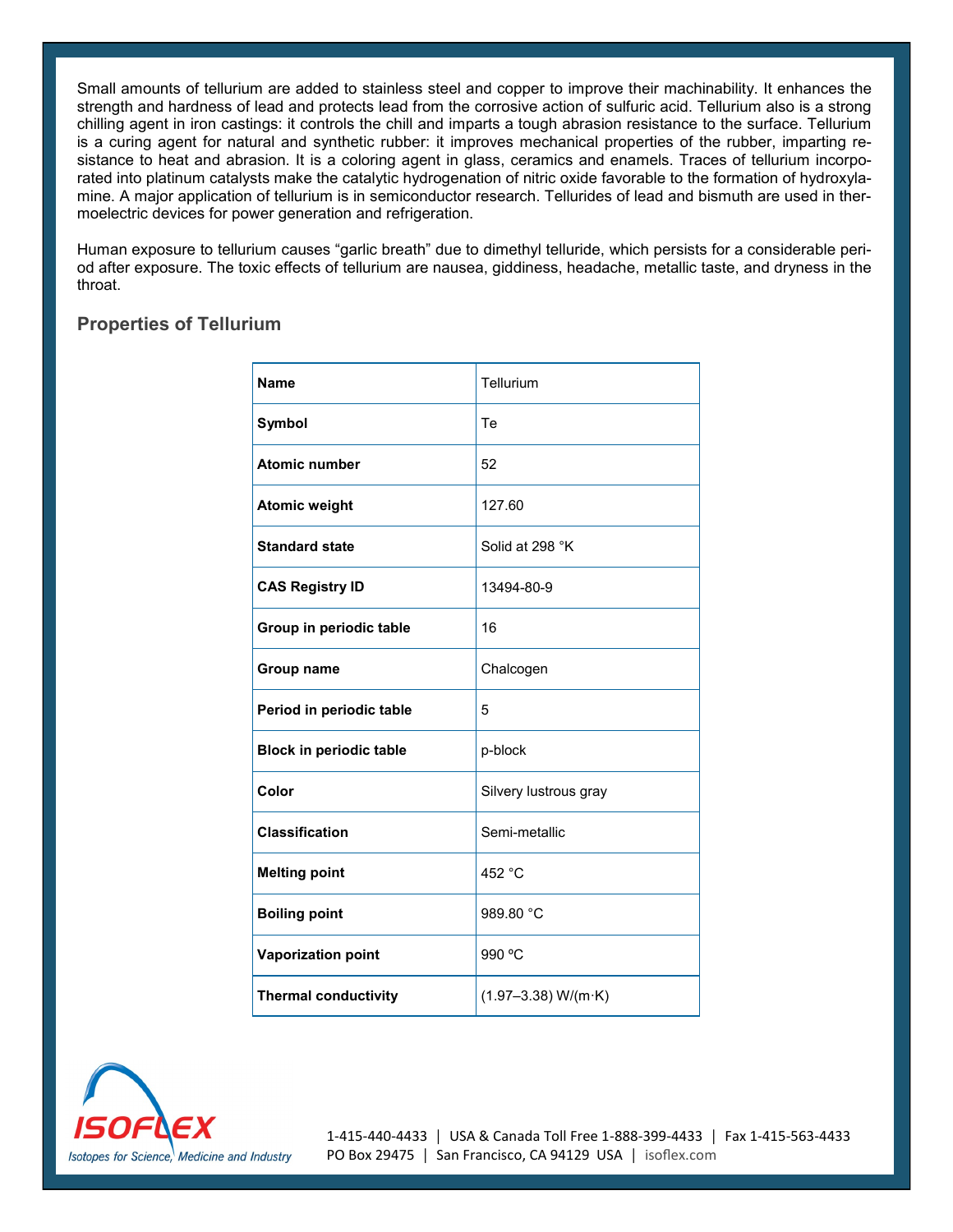Small amounts of tellurium are added to stainless steel and copper to improve their machinability. It enhances the strength and hardness of lead and protects lead from the corrosive action of sulfuric acid. Tellurium also is a strong chilling agent in iron castings: it controls the chill and imparts a tough abrasion resistance to the surface. Tellurium is a curing agent for natural and synthetic rubber: it improves mechanical properties of the rubber, imparting resistance to heat and abrasion. It is a coloring agent in glass, ceramics and enamels. Traces of tellurium incorporated into platinum catalysts make the catalytic hydrogenation of nitric oxide favorable to the formation of hydroxylamine. A major application of tellurium is in semiconductor research. Tellurides of lead and bismuth are used in thermoelectric devices for power generation and refrigeration.

Human exposure to tellurium causes "garlic breath" due to dimethyl telluride, which persists for a considerable period after exposure. The toxic effects of tellurium are nausea, giddiness, headache, metallic taste, and dryness in the throat.

## Properties of Tellurium

| **Name** | Tellurium |
|---|---|
| **Symbol** | Te |
| **Atomic number** | 52 |
| **Atomic weight** | 127.60 |
| **Standard state** | Solid at 298 °K |
| **CAS Registry ID** | 13494-80-9 |
| **Group in periodic table** | 16 |
| **Group name** | Chalcogen |
| **Period in periodic table** | 5 |
| **Block in periodic table** | p-block |
| **Color** | Silvery lustrous gray |
| **Classification** | Semi-metallic |
| **Melting point** | 452 °C |
| **Boiling point** | 989.80 °C |
| **Vaporization point** | 990 ºC |
| **Thermal conductivity** | (1.97–3.38) W/(m·K) |

ISOFLEX
Isotopes for Science, Medicine and Industry

1-415-440-4433 | USA & Canada Toll Free 1-888-399-4433 | Fax 1-415-563-4433
PO Box 29475 | San Francisco, CA 94129 USA | isoflex.com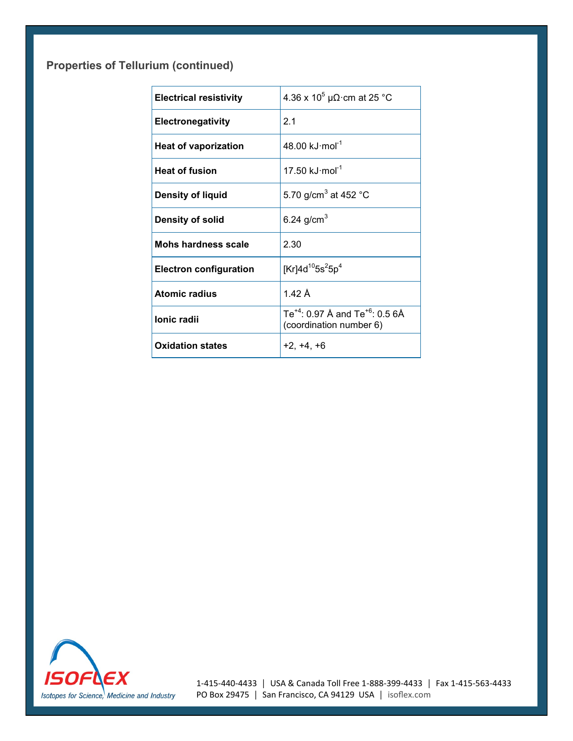## Properties of Tellurium (continued)

| | |
|---|---|
| **Electrical resistivity** | $4.36 \times 10^5$ μΩ·cm at 25 °C |
| **Electronegativity** | 2.1 |
| **Heat of vaporization** | 48.00 $kJ \cdot mol^{-1}$ |
| **Heat of fusion** | 17.50 $kJ \cdot mol^{-1}$ |
| **Density of liquid** | 5.70 $g/cm^3$ at 452 °C |
| **Density of solid** | 6.24 $g/cm^3$ |
| **Mohs hardness scale** | 2.30 |
| **Electron configuration** | $[Kr]4d^{10}5s^25p^4$ |
| **Atomic radius** | 1.42 Å |
| **Ionic radii** | $Te^{+4}$: 0.97 Å and $Te^{+6}$: 0.5 6Å (coordination number 6) |
| **Oxidation states** | +2, +4, +6 |

ISOFLEX
*Isotopes for Science, Medicine and Industry*

1-415-440-4433 | USA & Canada Toll Free 1-888-399-4433 | Fax 1-415-563-4433
PO Box 29475 | San Francisco, CA 94129 USA | isoflex.com